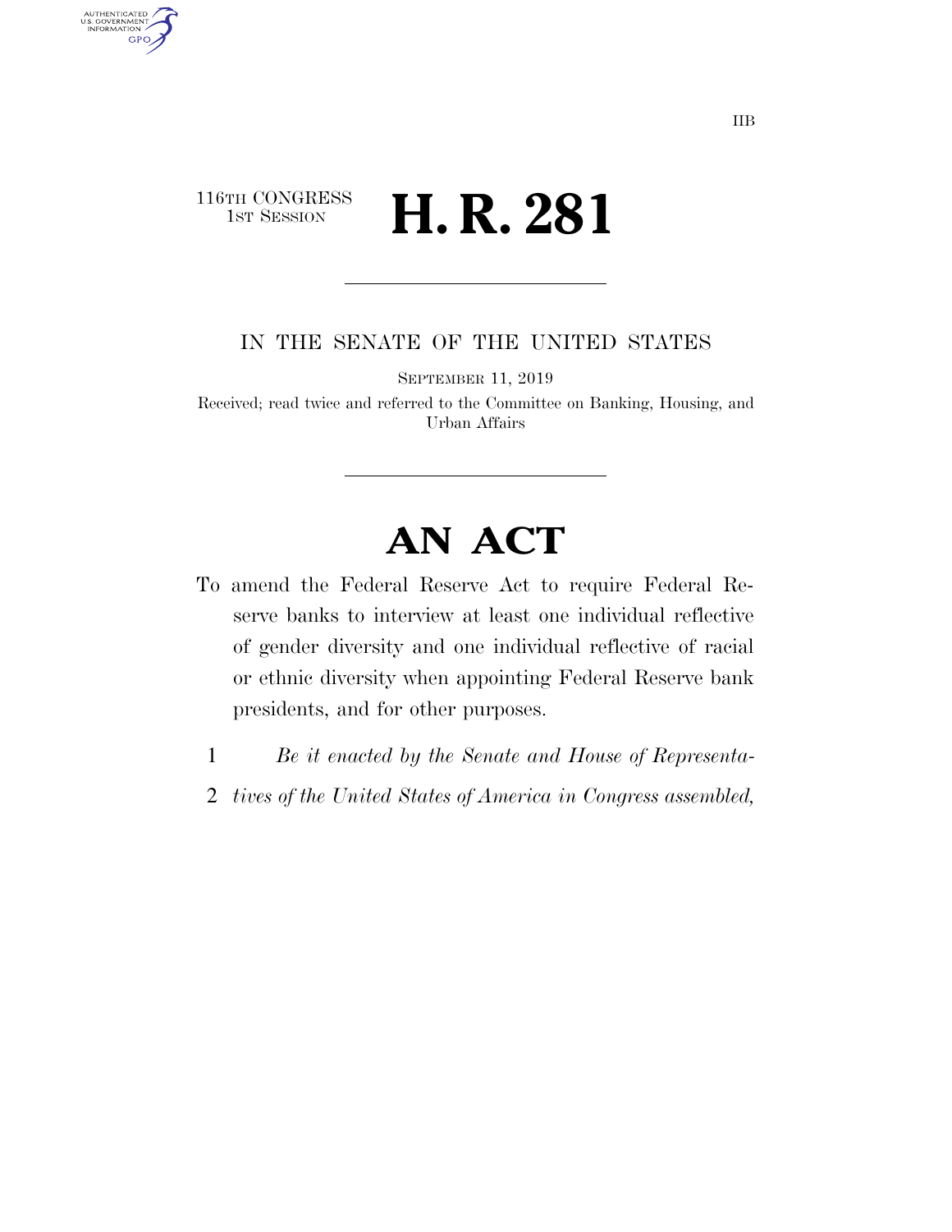IIB

116TH CONGRESS
1ST SESSION

# H. R. 281

IN THE SENATE OF THE UNITED STATES

SEPTEMBER 11, 2019

Received; read twice and referred to the Committee on Banking, Housing, and Urban Affairs

# AN ACT

To amend the Federal Reserve Act to require Federal Reserve banks to interview at least one individual reflective of gender diversity and one individual reflective of racial or ethnic diversity when appointing Federal Reserve bank presidents, and for other purposes.

1 *Be it enacted by the Senate and House of Representa-*
2 *tives of the United States of America in Congress assembled,*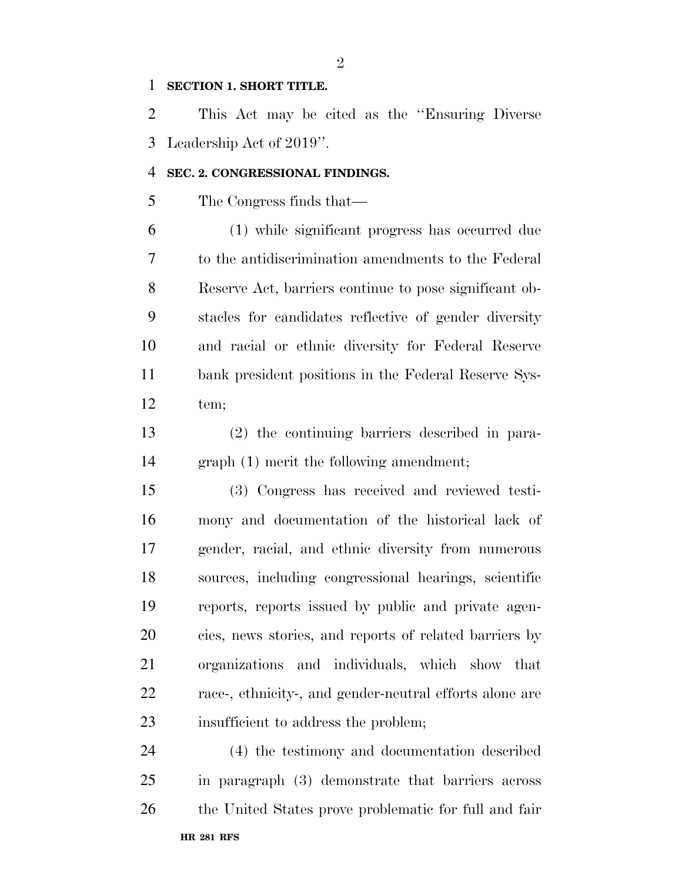**SECTION 1. SHORT TITLE.**

This Act may be cited as the ''Ensuring Diverse Leadership Act of 2019''.

**SEC. 2. CONGRESSIONAL FINDINGS.**

The Congress finds that—

(1) while significant progress has occurred due to the antidiscrimination amendments to the Federal Reserve Act, barriers continue to pose significant obstacles for candidates reflective of gender diversity and racial or ethnic diversity for Federal Reserve bank president positions in the Federal Reserve System;

(2) the continuing barriers described in paragraph (1) merit the following amendment;

(3) Congress has received and reviewed testimony and documentation of the historical lack of gender, racial, and ethnic diversity from numerous sources, including congressional hearings, scientific reports, reports issued by public and private agencies, news stories, and reports of related barriers by organizations and individuals, which show that race-, ethnicity-, and gender-neutral efforts alone are insufficient to address the problem;

(4) the testimony and documentation described in paragraph (3) demonstrate that barriers across the United States prove problematic for full and fair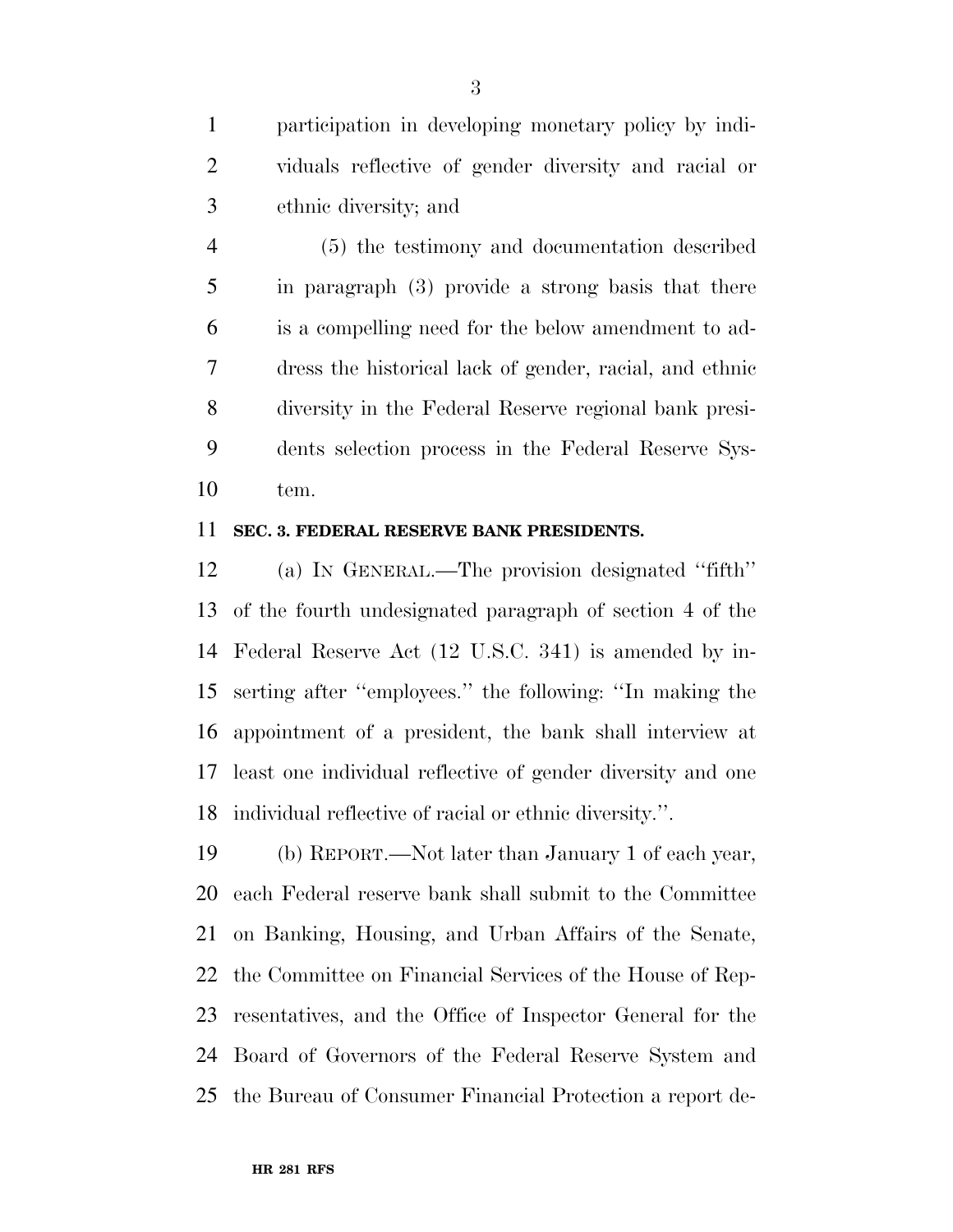participation in developing monetary policy by individuals reflective of gender diversity and racial or ethnic diversity; and

(5) the testimony and documentation described in paragraph (3) provide a strong basis that there is a compelling need for the below amendment to address the historical lack of gender, racial, and ethnic diversity in the Federal Reserve regional bank presidents selection process in the Federal Reserve System.

**SEC. 3. FEDERAL RESERVE BANK PRESIDENTS.**

(a) IN GENERAL.—The provision designated ''fifth'' of the fourth undesignated paragraph of section 4 of the Federal Reserve Act (12 U.S.C. 341) is amended by inserting after ''employees.'' the following: ''In making the appointment of a president, the bank shall interview at least one individual reflective of gender diversity and one individual reflective of racial or ethnic diversity.''.

(b) REPORT.—Not later than January 1 of each year, each Federal reserve bank shall submit to the Committee on Banking, Housing, and Urban Affairs of the Senate, the Committee on Financial Services of the House of Representatives, and the Office of Inspector General for the Board of Governors of the Federal Reserve System and the Bureau of Consumer Financial Protection a report de-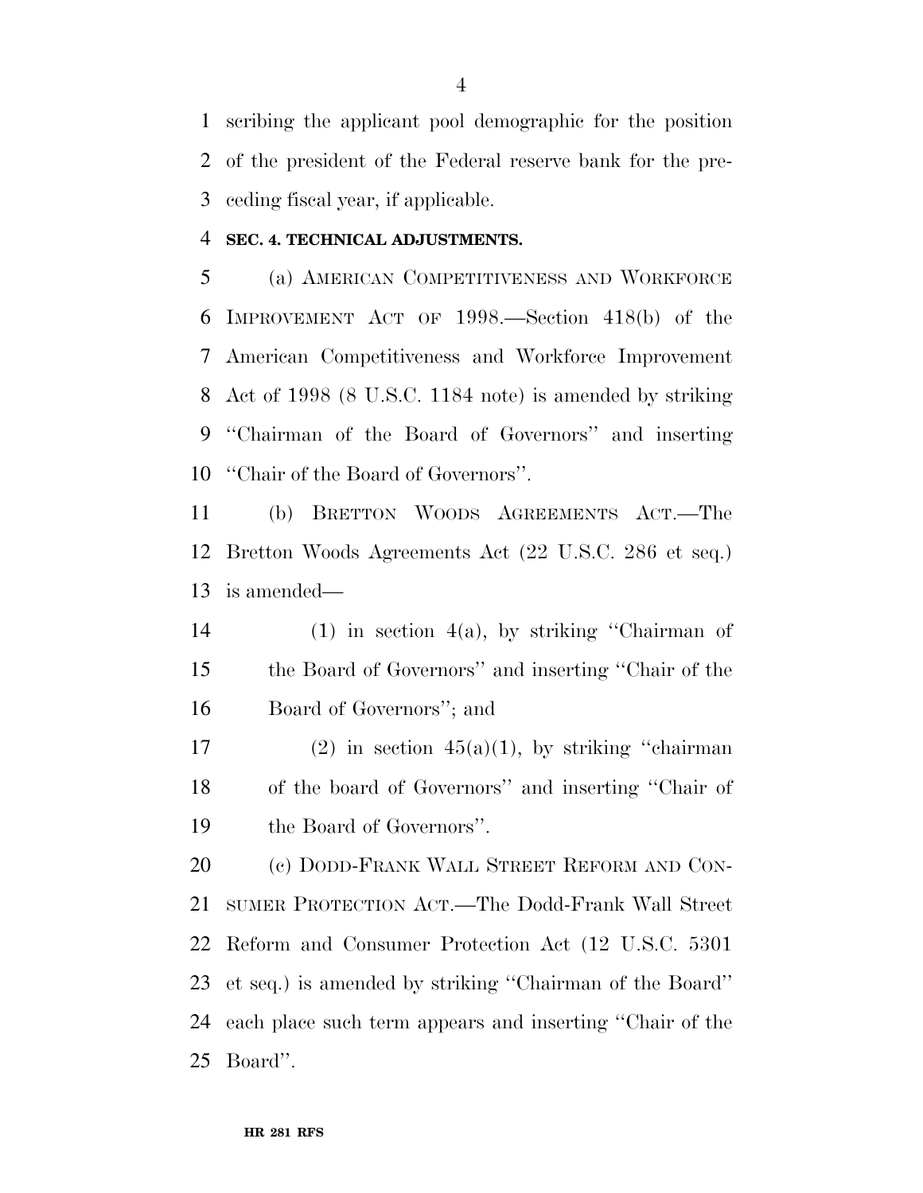scribing the applicant pool demographic for the position of the president of the Federal reserve bank for the preceding fiscal year, if applicable.

**SEC. 4. TECHNICAL ADJUSTMENTS.**

(a) AMERICAN COMPETITIVENESS AND WORKFORCE IMPROVEMENT ACT OF 1998.—Section 418(b) of the American Competitiveness and Workforce Improvement Act of 1998 (8 U.S.C. 1184 note) is amended by striking ''Chairman of the Board of Governors'' and inserting ''Chair of the Board of Governors''.

(b) BRETTON WOODS AGREEMENTS ACT.—The Bretton Woods Agreements Act (22 U.S.C. 286 et seq.) is amended—

(1) in section 4(a), by striking ''Chairman of the Board of Governors'' and inserting ''Chair of the Board of Governors''; and

(2) in section 45(a)(1), by striking ''chairman of the board of Governors'' and inserting ''Chair of the Board of Governors''.

(c) DODD-FRANK WALL STREET REFORM AND CONSUMER PROTECTION ACT.—The Dodd-Frank Wall Street Reform and Consumer Protection Act (12 U.S.C. 5301 et seq.) is amended by striking ''Chairman of the Board'' each place such term appears and inserting ''Chair of the Board''.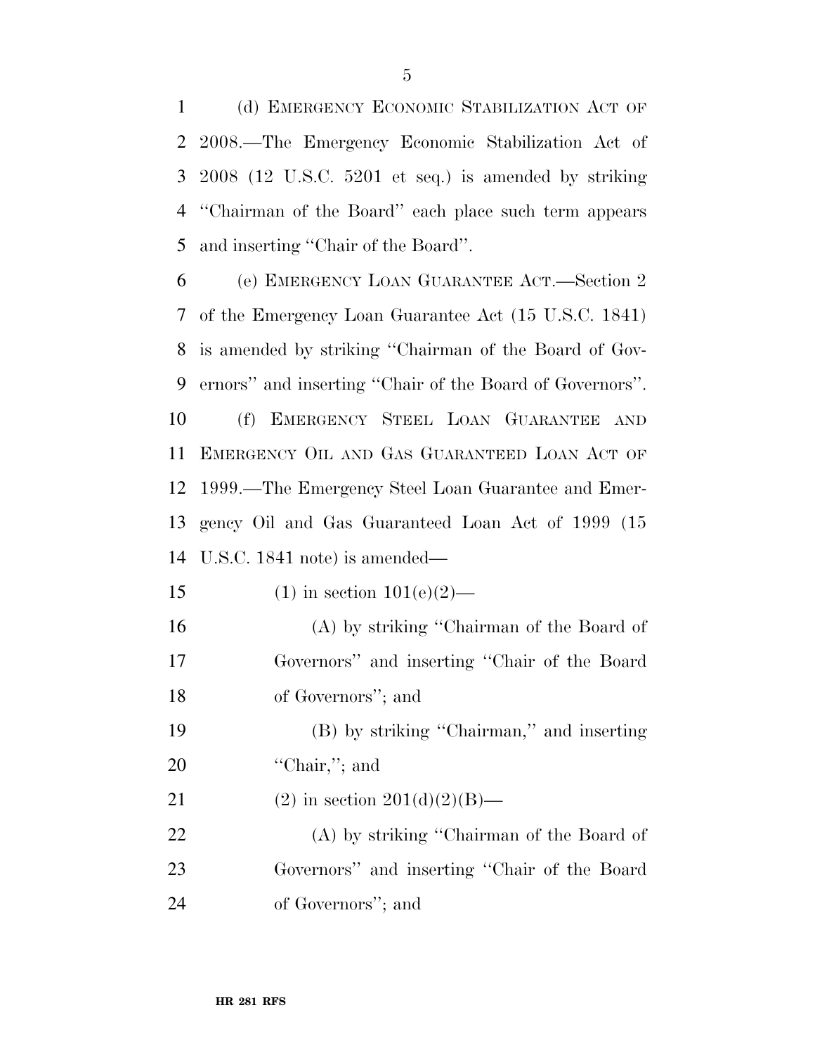(d) EMERGENCY ECONOMIC STABILIZATION ACT OF 2008.—The Emergency Economic Stabilization Act of 2008 (12 U.S.C. 5201 et seq.) is amended by striking ''Chairman of the Board'' each place such term appears and inserting ''Chair of the Board''.

(e) EMERGENCY LOAN GUARANTEE ACT.—Section 2 of the Emergency Loan Guarantee Act (15 U.S.C. 1841) is amended by striking ''Chairman of the Board of Governors'' and inserting ''Chair of the Board of Governors''.

(f) EMERGENCY STEEL LOAN GUARANTEE AND EMERGENCY OIL AND GAS GUARANTEED LOAN ACT OF 1999.—The Emergency Steel Loan Guarantee and Emergency Oil and Gas Guaranteed Loan Act of 1999 (15 U.S.C. 1841 note) is amended—

(1) in section 101(e)(2)—

(A) by striking ''Chairman of the Board of Governors'' and inserting ''Chair of the Board of Governors''; and

(B) by striking ''Chairman,'' and inserting ''Chair,''; and

(2) in section 201(d)(2)(B)—

(A) by striking ''Chairman of the Board of Governors'' and inserting ''Chair of the Board of Governors''; and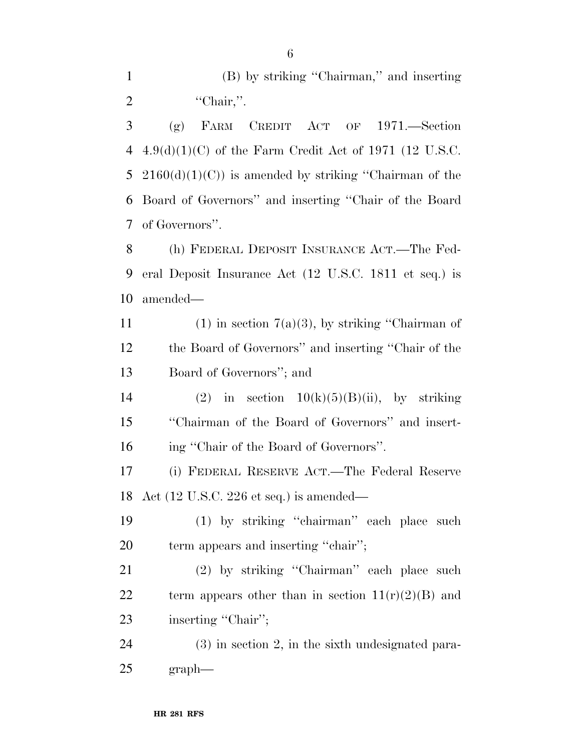(B) by striking ''Chairman,'' and inserting ''Chair,''.

(g) FARM CREDIT ACT OF 1971.—Section 4.9(d)(1)(C) of the Farm Credit Act of 1971 (12 U.S.C. 2160(d)(1)(C)) is amended by striking ''Chairman of the Board of Governors'' and inserting ''Chair of the Board of Governors''.

(h) FEDERAL DEPOSIT INSURANCE ACT.—The Federal Deposit Insurance Act (12 U.S.C. 1811 et seq.) is amended—

(1) in section 7(a)(3), by striking ''Chairman of the Board of Governors'' and inserting ''Chair of the Board of Governors''; and

(2) in section 10(k)(5)(B)(ii), by striking ''Chairman of the Board of Governors'' and inserting ''Chair of the Board of Governors''.

(i) FEDERAL RESERVE ACT.—The Federal Reserve Act (12 U.S.C. 226 et seq.) is amended—

(1) by striking ''chairman'' each place such term appears and inserting ''chair'';

(2) by striking ''Chairman'' each place such term appears other than in section 11(r)(2)(B) and inserting ''Chair'';

(3) in section 2, in the sixth undesignated paragraph—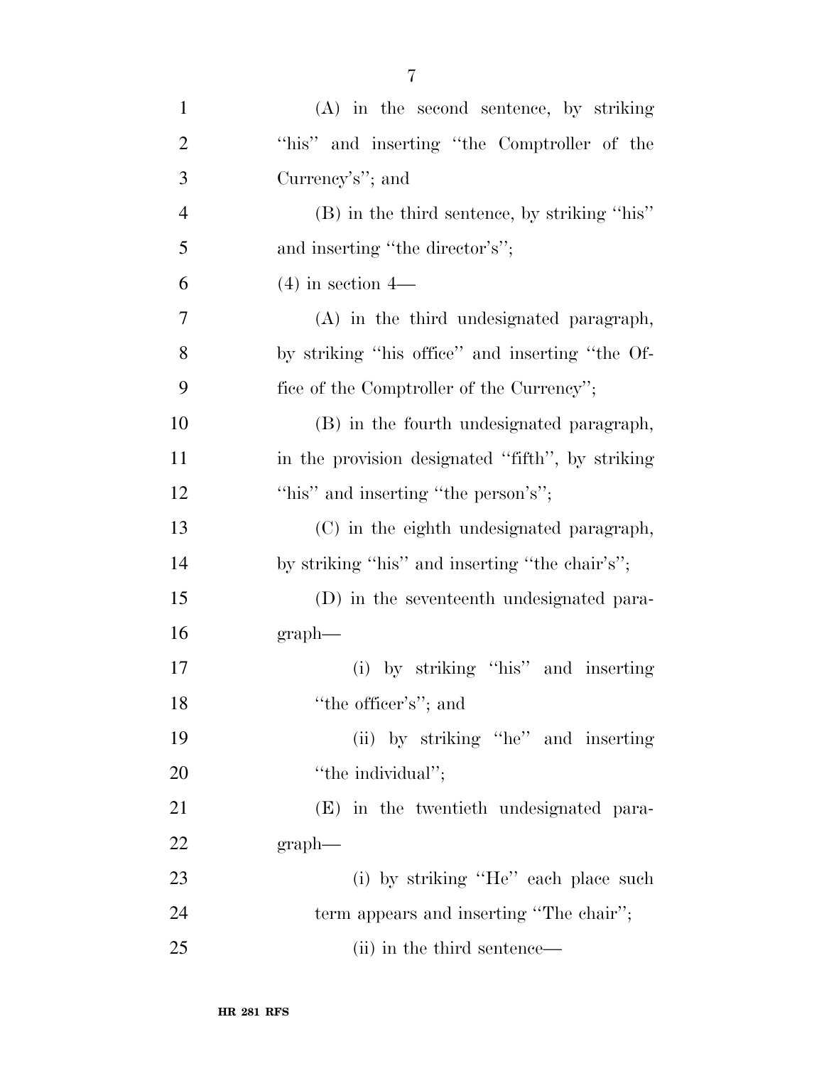(A) in the second sentence, by striking "his" and inserting "the Comptroller of the Currency's"; and

(B) in the third sentence, by striking "his" and inserting "the director's";

(4) in section 4—

(A) in the third undesignated paragraph, by striking "his office" and inserting "the Office of the Comptroller of the Currency";

(B) in the fourth undesignated paragraph, in the provision designated "fifth", by striking "his" and inserting "the person's";

(C) in the eighth undesignated paragraph, by striking "his" and inserting "the chair's";

(D) in the seventeenth undesignated paragraph—

(i) by striking "his" and inserting "the officer's"; and

(ii) by striking "he" and inserting "the individual";

(E) in the twentieth undesignated paragraph—

(i) by striking "He" each place such term appears and inserting "The chair";

(ii) in the third sentence—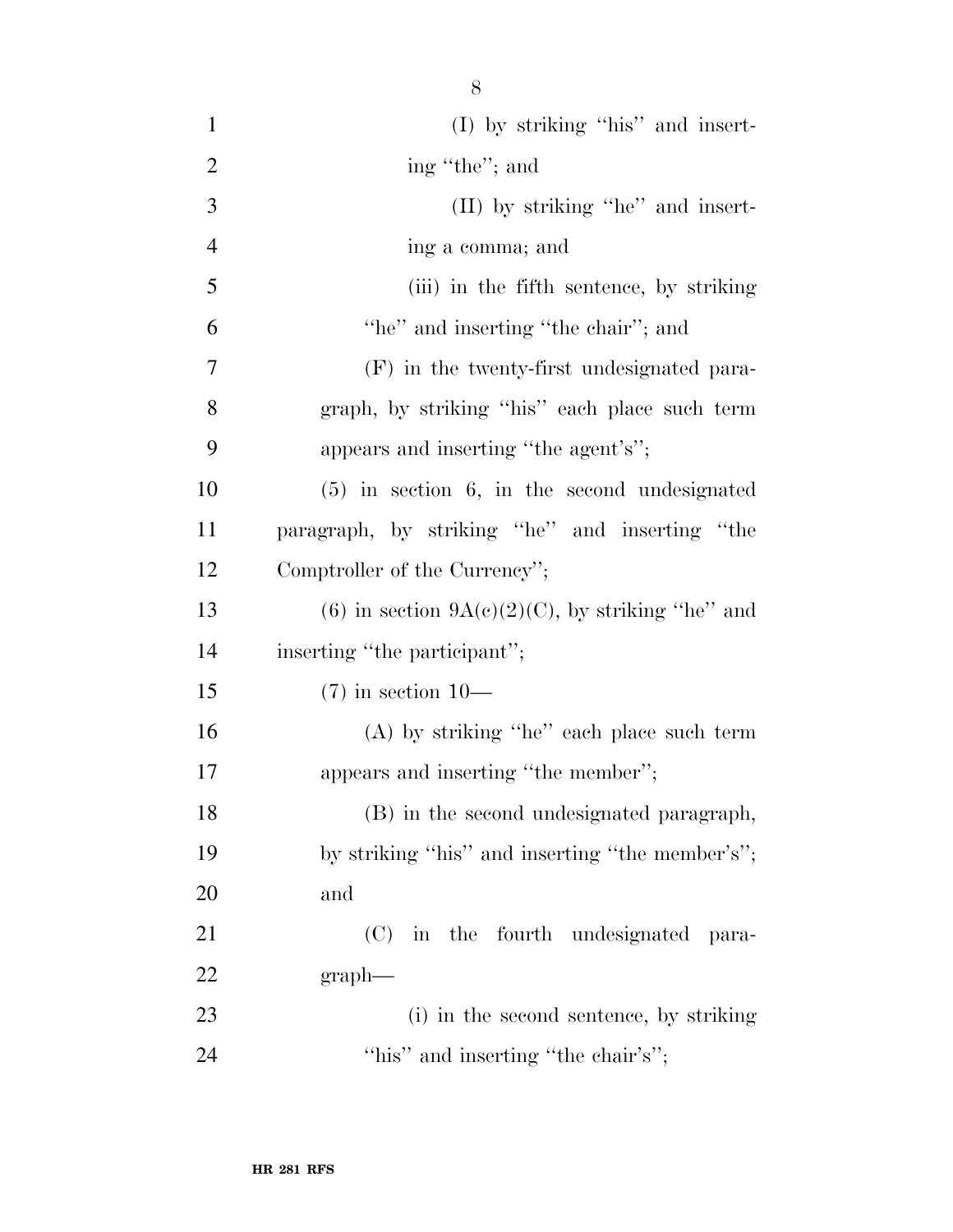(I) by striking "his" and inserting "the"; and

(II) by striking "he" and inserting a comma; and

(iii) in the fifth sentence, by striking "he" and inserting "the chair"; and

(F) in the twenty-first undesignated paragraph, by striking "his" each place such term appears and inserting "the agent's";

(5) in section 6, in the second undesignated paragraph, by striking "he" and inserting "the Comptroller of the Currency";

(6) in section 9A(c)(2)(C), by striking "he" and inserting "the participant";

(7) in section 10—

(A) by striking "he" each place such term appears and inserting "the member";

(B) in the second undesignated paragraph, by striking "his" and inserting "the member's"; and

(C) in the fourth undesignated paragraph—

(i) in the second sentence, by striking "his" and inserting "the chair's";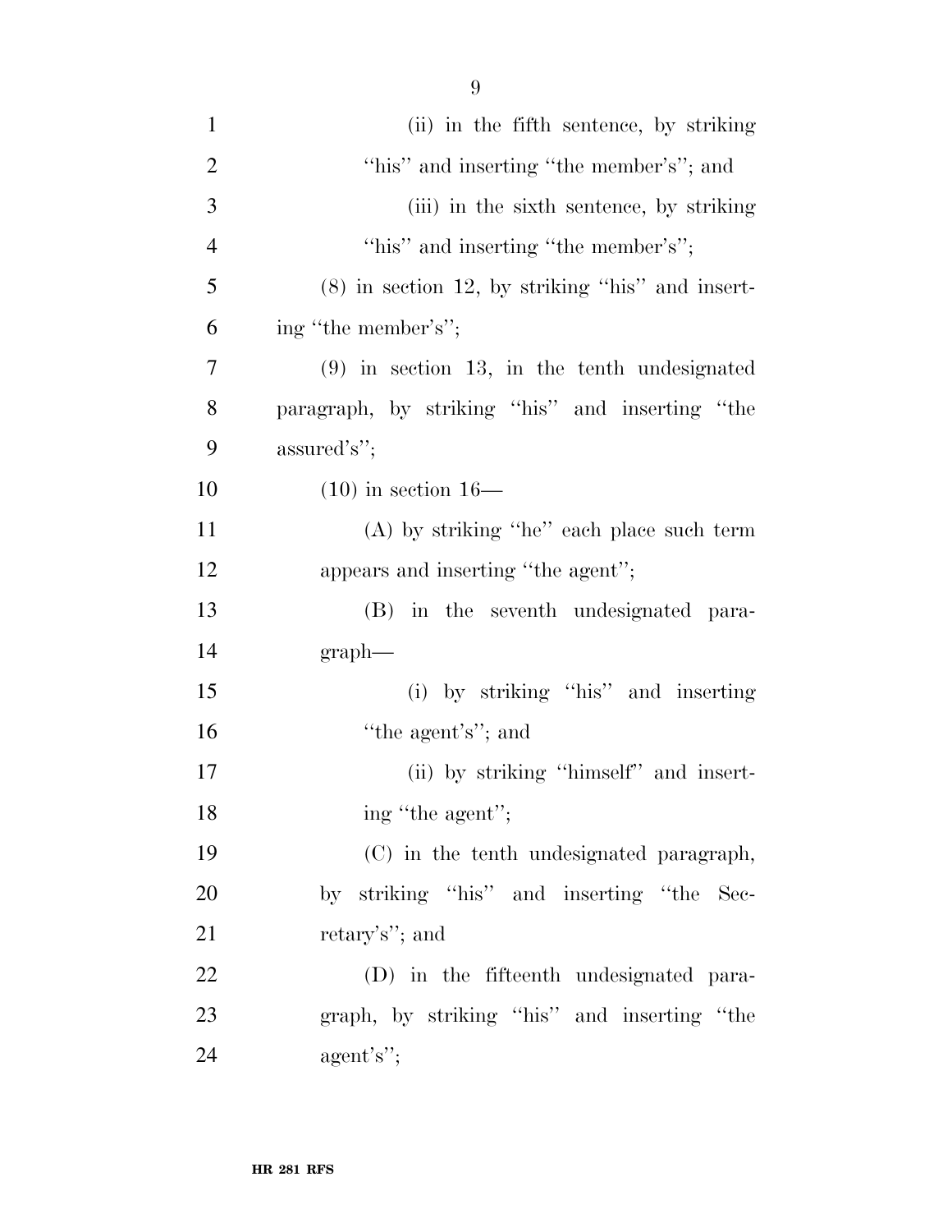(ii) in the fifth sentence, by striking ''his'' and inserting ''the member's''; and

(iii) in the sixth sentence, by striking ''his'' and inserting ''the member's'';

(8) in section 12, by striking ''his'' and inserting ''the member's'';

(9) in section 13, in the tenth undesignated paragraph, by striking ''his'' and inserting ''the assured's'';

(10) in section 16—

(A) by striking ''he'' each place such term appears and inserting ''the agent'';

(B) in the seventh undesignated paragraph—

(i) by striking ''his'' and inserting ''the agent's''; and

(ii) by striking ''himself'' and inserting ''the agent'';

(C) in the tenth undesignated paragraph, by striking ''his'' and inserting ''the Secretary's''; and

(D) in the fifteenth undesignated paragraph, by striking ''his'' and inserting ''the agent's'';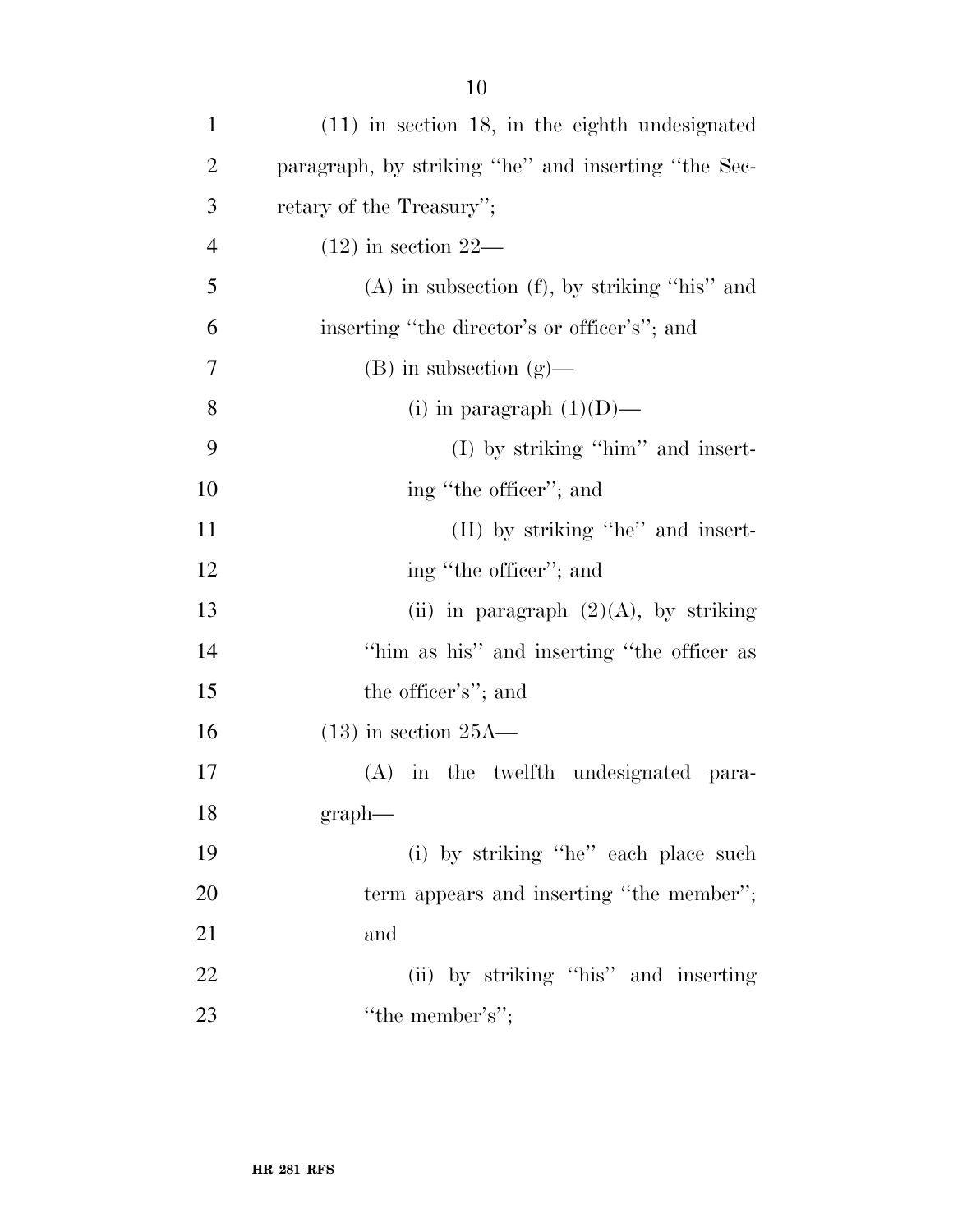(11) in section 18, in the eighth undesignated paragraph, by striking ''he'' and inserting ''the Secretary of the Treasury'';

(12) in section 22—

(A) in subsection (f), by striking ''his'' and inserting ''the director's or officer's''; and

(B) in subsection (g)—

(i) in paragraph (1)(D)—

(I) by striking ''him'' and inserting ''the officer''; and

(II) by striking ''he'' and inserting ''the officer''; and

(ii) in paragraph (2)(A), by striking ''him as his'' and inserting ''the officer as the officer's''; and

(13) in section 25A—

(A) in the twelfth undesignated paragraph—

(i) by striking ''he'' each place such term appears and inserting ''the member''; and

(ii) by striking ''his'' and inserting ''the member's'';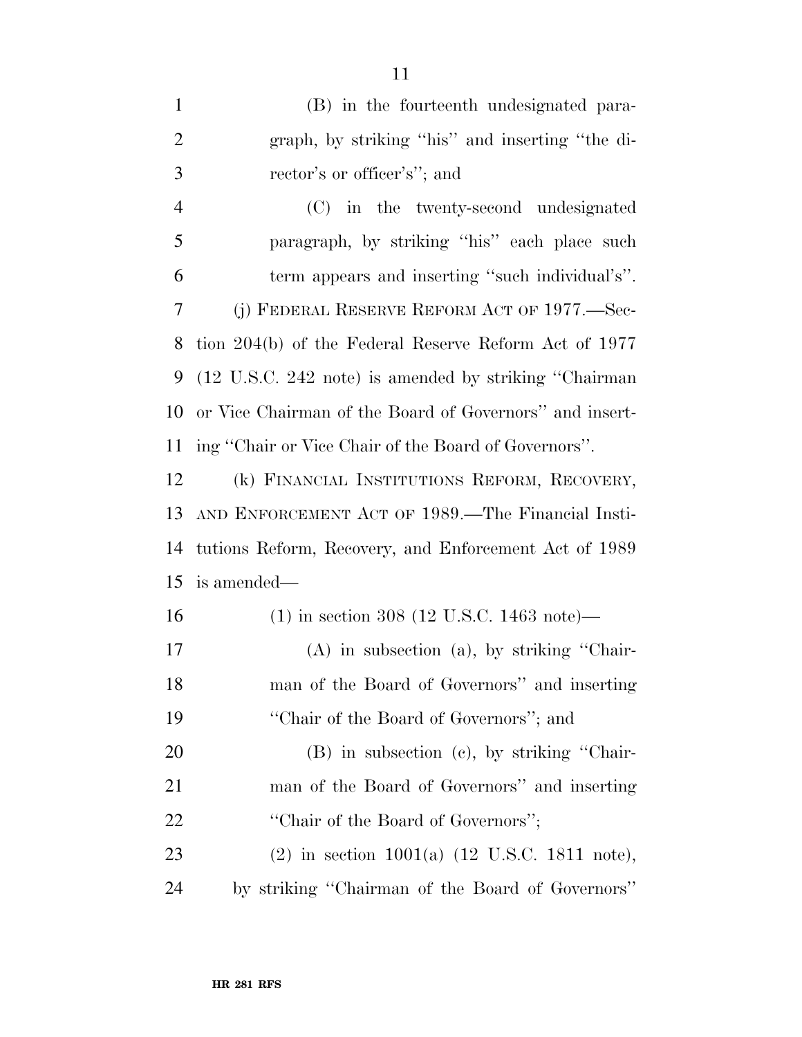(B) in the fourteenth undesignated paragraph, by striking "his" and inserting "the director's or officer's"; and

(C) in the twenty-second undesignated paragraph, by striking "his" each place such term appears and inserting "such individual's".

(j) FEDERAL RESERVE REFORM ACT OF 1977.—Section 204(b) of the Federal Reserve Reform Act of 1977 (12 U.S.C. 242 note) is amended by striking "Chairman or Vice Chairman of the Board of Governors" and inserting "Chair or Vice Chair of the Board of Governors".

(k) FINANCIAL INSTITUTIONS REFORM, RECOVERY, AND ENFORCEMENT ACT OF 1989.—The Financial Institutions Reform, Recovery, and Enforcement Act of 1989 is amended—

(1) in section 308 (12 U.S.C. 1463 note)—

(A) in subsection (a), by striking "Chairman of the Board of Governors" and inserting "Chair of the Board of Governors"; and

(B) in subsection (c), by striking "Chairman of the Board of Governors" and inserting "Chair of the Board of Governors";

(2) in section 1001(a) (12 U.S.C. 1811 note), by striking "Chairman of the Board of Governors"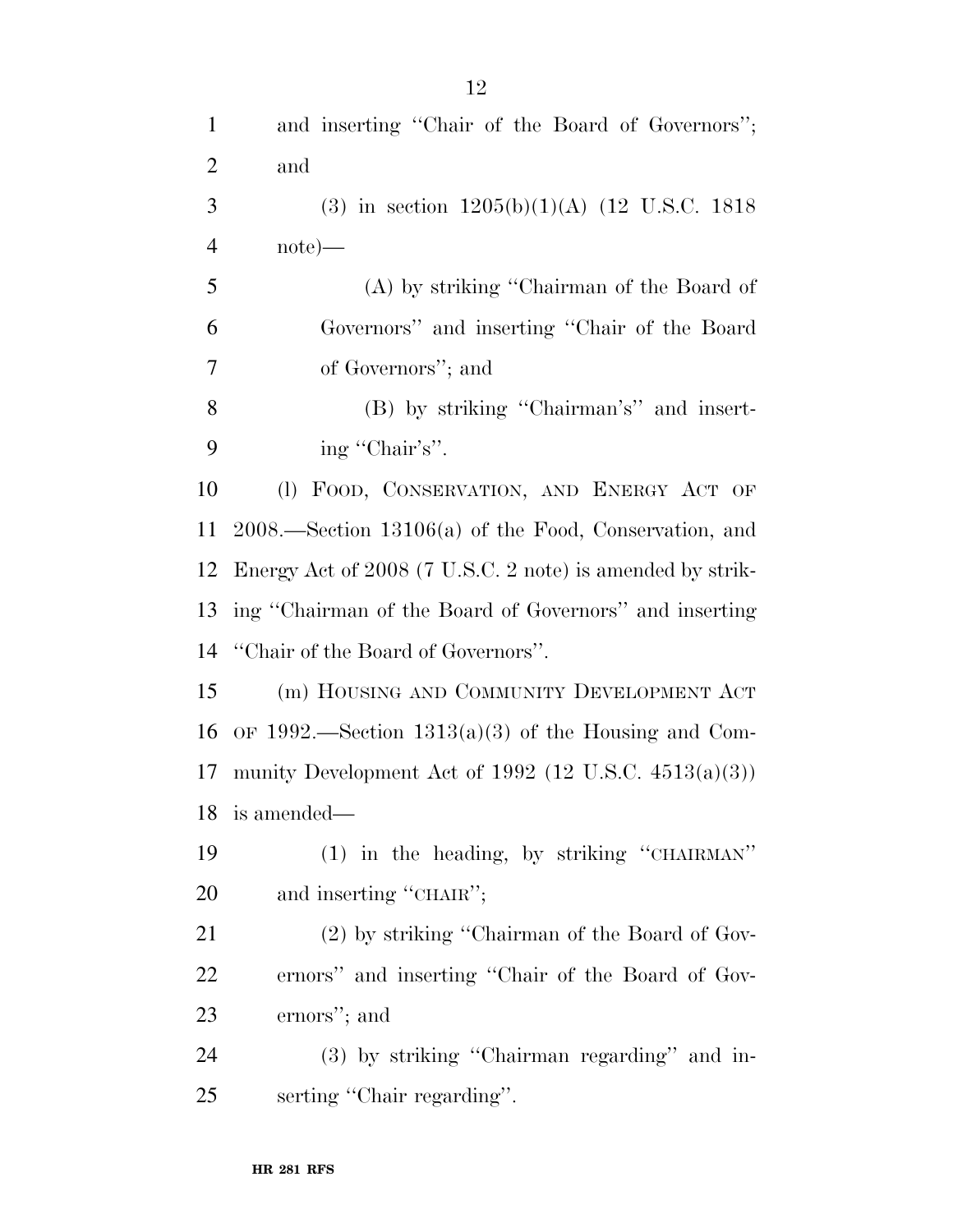and inserting "Chair of the Board of Governors"; and

(3) in section 1205(b)(1)(A) (12 U.S.C. 1818 note)—

(A) by striking "Chairman of the Board of Governors" and inserting "Chair of the Board of Governors"; and

(B) by striking "Chairman's" and inserting "Chair's".

(l) FOOD, CONSERVATION, AND ENERGY ACT OF 2008.—Section 13106(a) of the Food, Conservation, and Energy Act of 2008 (7 U.S.C. 2 note) is amended by striking "Chairman of the Board of Governors" and inserting "Chair of the Board of Governors".

(m) HOUSING AND COMMUNITY DEVELOPMENT ACT OF 1992.—Section 1313(a)(3) of the Housing and Community Development Act of 1992 (12 U.S.C. 4513(a)(3)) is amended—

(1) in the heading, by striking "CHAIRMAN" and inserting "CHAIR";

(2) by striking "Chairman of the Board of Governors" and inserting "Chair of the Board of Governors"; and

(3) by striking "Chairman regarding" and inserting "Chair regarding".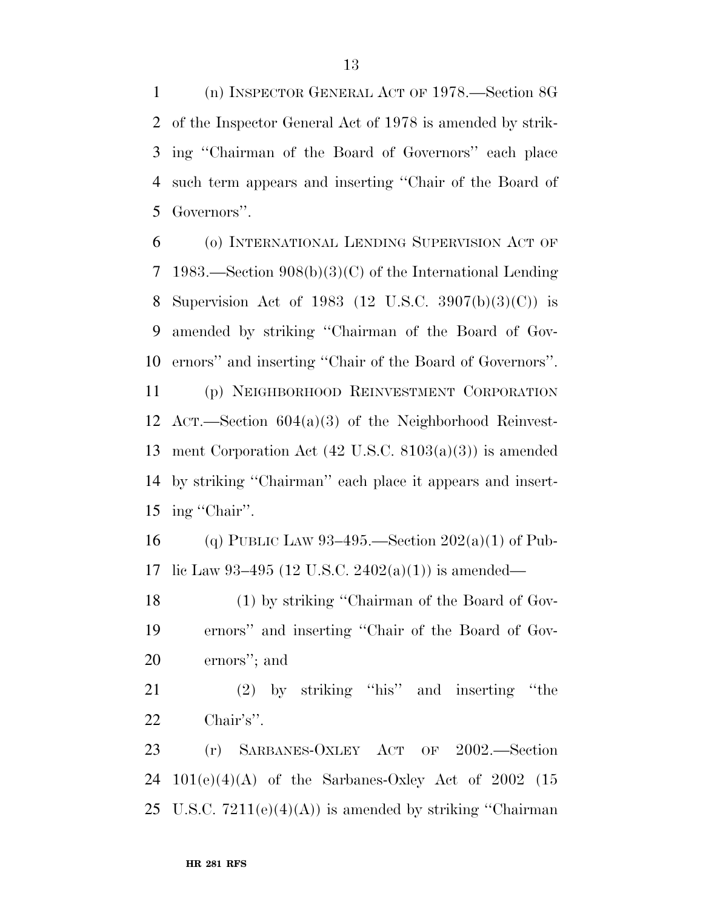(n) INSPECTOR GENERAL ACT OF 1978.—Section 8G of the Inspector General Act of 1978 is amended by striking ''Chairman of the Board of Governors'' each place such term appears and inserting ''Chair of the Board of Governors''.

(o) INTERNATIONAL LENDING SUPERVISION ACT OF 1983.—Section 908(b)(3)(C) of the International Lending Supervision Act of 1983 (12 U.S.C. 3907(b)(3)(C)) is amended by striking ''Chairman of the Board of Governors'' and inserting ''Chair of the Board of Governors''.

(p) NEIGHBORHOOD REINVESTMENT CORPORATION ACT.—Section 604(a)(3) of the Neighborhood Reinvestment Corporation Act (42 U.S.C. 8103(a)(3)) is amended by striking ''Chairman'' each place it appears and inserting ''Chair''.

(q) PUBLIC LAW 93–495.—Section 202(a)(1) of Public Law 93–495 (12 U.S.C. 2402(a)(1)) is amended—

(1) by striking ''Chairman of the Board of Governors'' and inserting ''Chair of the Board of Governors''; and

(2) by striking ''his'' and inserting ''the Chair's''.

(r) SARBANES-OXLEY ACT OF 2002.—Section 101(e)(4)(A) of the Sarbanes-Oxley Act of 2002 (15 U.S.C. 7211(e)(4)(A)) is amended by striking ''Chairman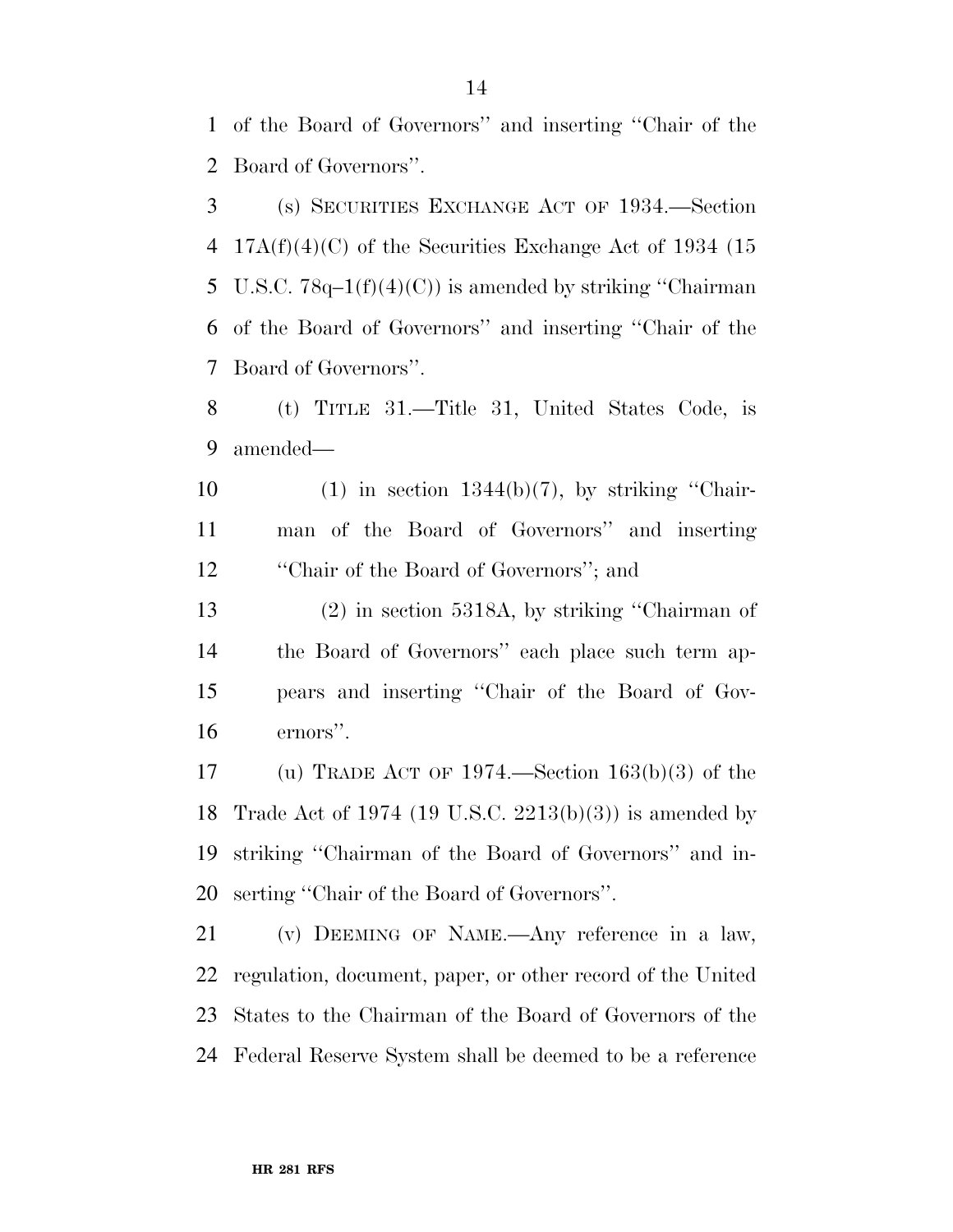of the Board of Governors'' and inserting ''Chair of the Board of Governors''.

(s) SECURITIES EXCHANGE ACT OF 1934.—Section 17A(f)(4)(C) of the Securities Exchange Act of 1934 (15 U.S.C. 78q–1(f)(4)(C)) is amended by striking ''Chairman of the Board of Governors'' and inserting ''Chair of the Board of Governors''.

(t) TITLE 31.—Title 31, United States Code, is amended—

(1) in section 1344(b)(7), by striking ''Chairman of the Board of Governors'' and inserting ''Chair of the Board of Governors''; and

(2) in section 5318A, by striking ''Chairman of the Board of Governors'' each place such term appears and inserting ''Chair of the Board of Governors''.

(u) TRADE ACT OF 1974.—Section 163(b)(3) of the Trade Act of 1974 (19 U.S.C. 2213(b)(3)) is amended by striking ''Chairman of the Board of Governors'' and inserting ''Chair of the Board of Governors''.

(v) DEEMING OF NAME.—Any reference in a law, regulation, document, paper, or other record of the United States to the Chairman of the Board of Governors of the Federal Reserve System shall be deemed to be a reference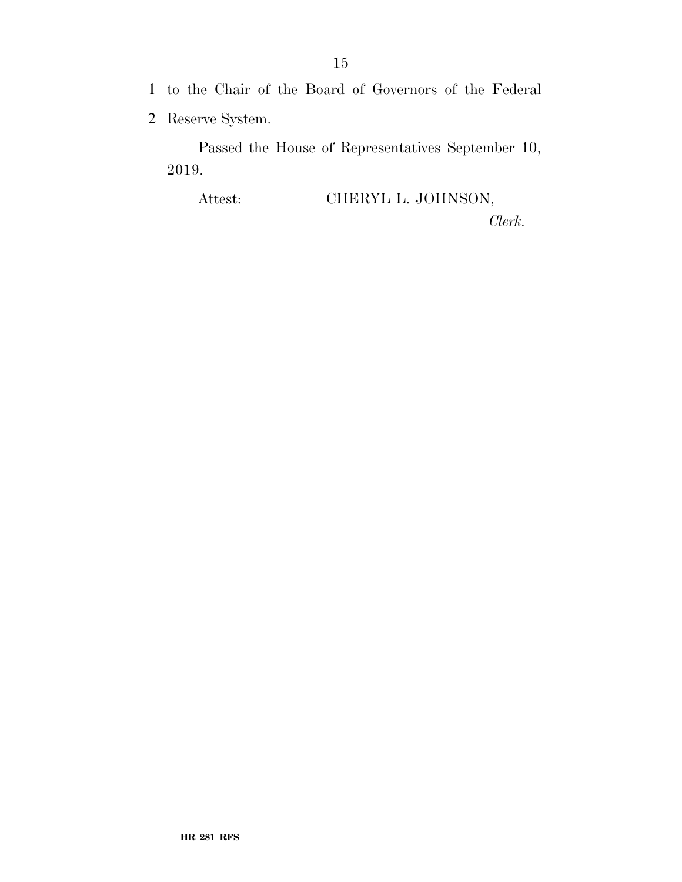to the Chair of the Board of Governors of the Federal Reserve System.

Passed the House of Representatives September 10, 2019.

Attest: CHERYL L. JOHNSON,

*Clerk.*